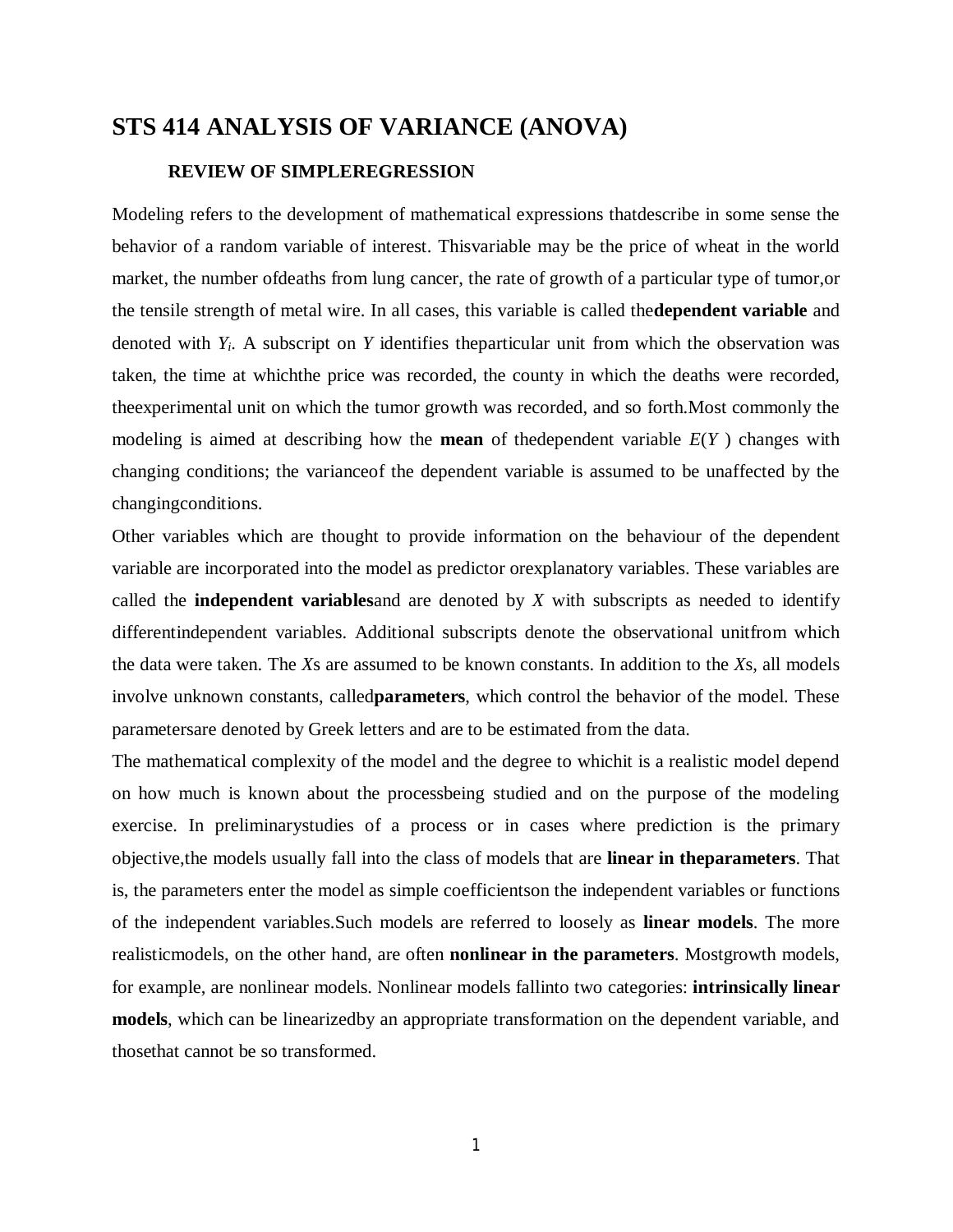# STS 414 ANALYSIS OF VARIANCE (ANOVA)

### REVIEW OF SIMPLEREGRESSION

Modeling refers to the development of mathematical expressions thatdescribe in some sense the behavior of a random variable of interest. Thisvariable may be the price of wheat in the world market, the number ofdeaths from lung cancer, the rate of growth of a particular type of tumor,or the tensile strength of metal wire. In all cases, this variable is called the**dependent variable** and denoted with $Y_i$. A subscript on $Y$ identifies theparticular unit from which the observation was taken, the time at whichthe price was recorded, the county in which the deaths were recorded, theexperimental unit on which the tumor growth was recorded, and so forth.Most commonly the modeling is aimed at describing how the **mean** of thedependent variable $E(Y)$ changes with changing conditions; the varianceof the dependent variable is assumed to be unaffected by the changingconditions.

Other variables which are thought to provide information on the behaviour of the dependent variable are incorporated into the model as predictor orexplanatory variables. These variables are called the **independent variables**and are denoted by $X$ with subscripts as needed to identify differentindependent variables. Additional subscripts denote the observational unitfrom which the data were taken. The $X$s are assumed to be known constants. In addition to the $X$s, all models involve unknown constants, called**parameters**, which control the behavior of the model. These parametersare denoted by Greek letters and are to be estimated from the data.

The mathematical complexity of the model and the degree to whichit is a realistic model depend on how much is known about the processbeing studied and on the purpose of the modeling exercise. In preliminarystudies of a process or in cases where prediction is the primary objective,the models usually fall into the class of models that are **linear in theparameters**. That is, the parameters enter the model as simple coefficientson the independent variables or functions of the independent variables.Such models are referred to loosely as **linear models**. The more realisticmodels, on the other hand, are often **nonlinear in the parameters**. Mostgrowth models, for example, are nonlinear models. Nonlinear models fallinto two categories: **intrinsically linear models**, which can be linearizedby an appropriate transformation on the dependent variable, and thosethat cannot be so transformed.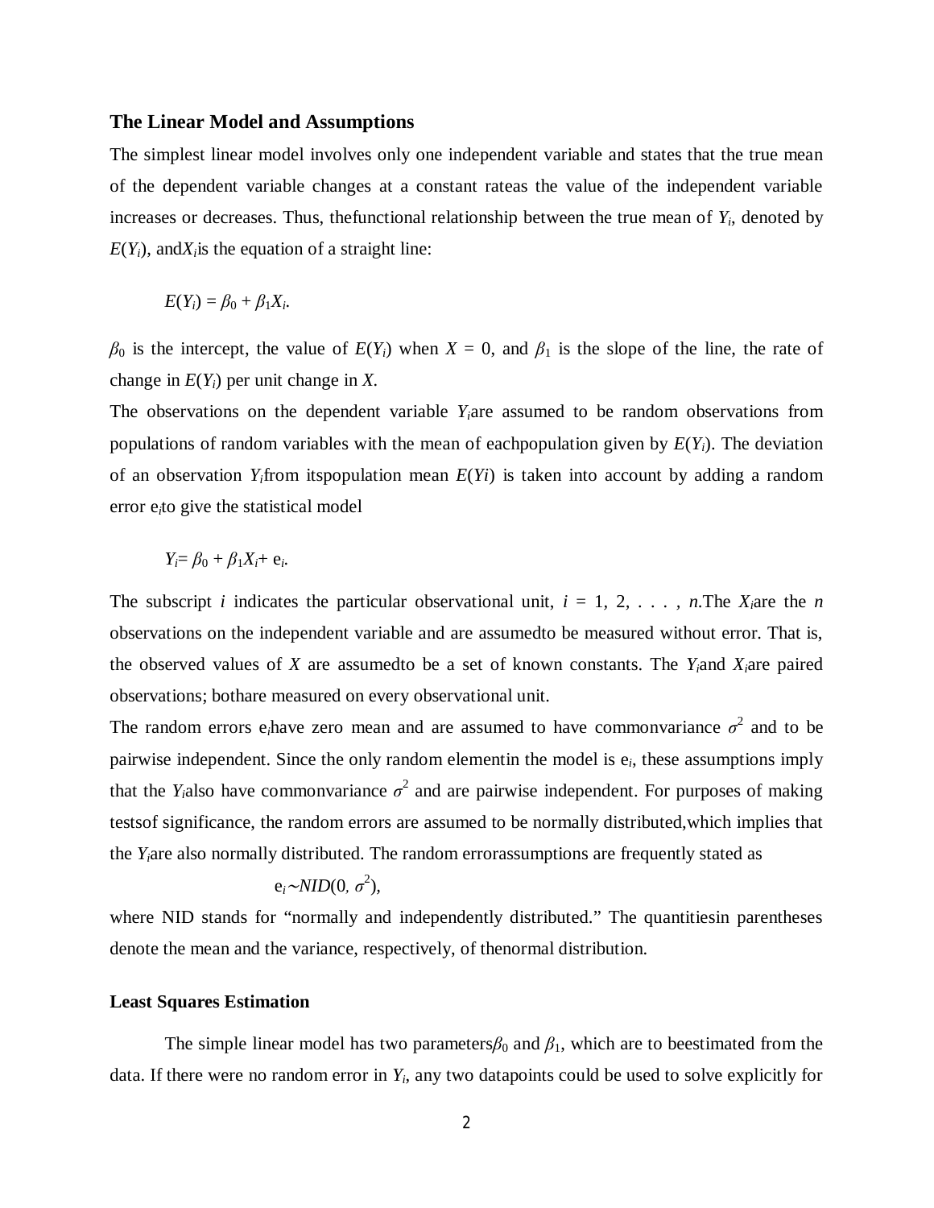### The Linear Model and Assumptions

The simplest linear model involves only one independent variable and states that the true mean of the dependent variable changes at a constant rateas the value of the independent variable increases or decreases. Thus, thefunctional relationship between the true mean of $Y_i$, denoted by $E(Y_i)$, and$X_i$is the equation of a straight line:

$$E(Y_i) = \beta_0 + \beta_1 X_i.$$

$\beta_0$ is the intercept, the value of $E(Y_i)$ when $X = 0$, and $\beta_1$ is the slope of the line, the rate of change in $E(Y_i)$ per unit change in $X$.

The observations on the dependent variable $Y_i$are assumed to be random observations from populations of random variables with the mean of eachpopulation given by $E(Y_i)$. The deviation of an observation $Y_i$from itspopulation mean $E(Yi)$ is taken into account by adding a random error $e_i$to give the statistical model

$$Y_i = \beta_0 + \beta_1 X_i + e_i.$$

The subscript $i$ indicates the particular observational unit, $i = 1, 2, \ldots, n$.The $X_i$are the $n$ observations on the independent variable and are assumedto be measured without error. That is, the observed values of $X$ are assumedto be a set of known constants. The $Y_i$and $X_i$are paired observations; bothare measured on every observational unit.

The random errors $e_i$have zero mean and are assumed to have commonvariance $\sigma^2$ and to be pairwise independent. Since the only random elementin the model is $e_i$, these assumptions imply that the $Y_i$also have commonvariance $\sigma^2$ and are pairwise independent. For purposes of making testsof significance, the random errors are assumed to be normally distributed,which implies that the $Y_i$are also normally distributed. The random errorassumptions are frequently stated as

$$e_i \sim NID(0, \sigma^2),$$

where NID stands for “normally and independently distributed.” The quantitiesin parentheses denote the mean and the variance, respectively, of thenormal distribution.

### Least Squares Estimation

The simple linear model has two parameters$\beta_0$ and $\beta_1$, which are to beestimated from the data. If there were no random error in $Y_i$, any two datapoints could be used to solve explicitly for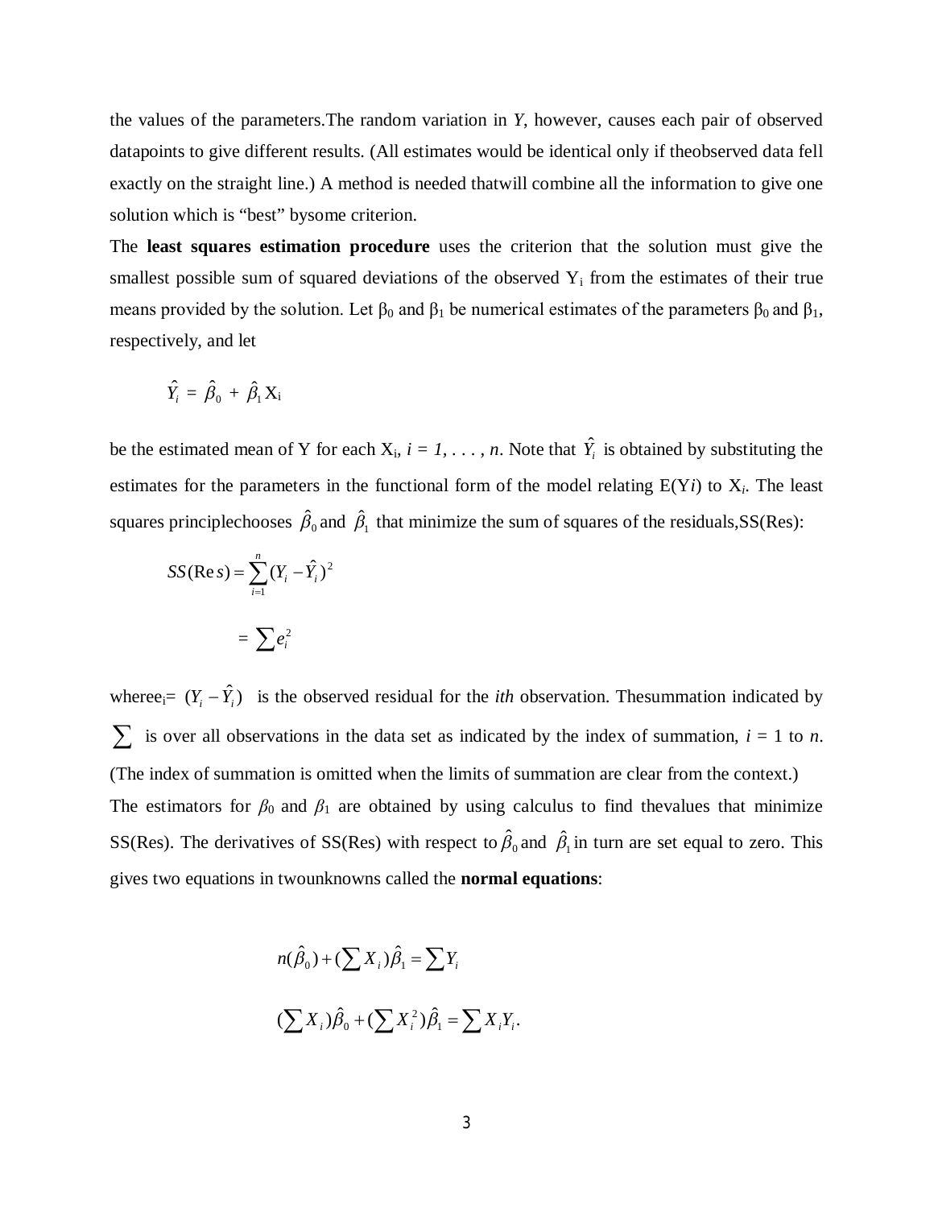the values of the parameters.The random variation in *Y*, however, causes each pair of observed datapoints to give different results. (All estimates would be identical only if theobserved data fell exactly on the straight line.) A method is needed thatwill combine all the information to give one solution which is "best" bysome criterion.

The **least squares estimation procedure** uses the criterion that the solution must give the smallest possible sum of squared deviations of the observed $Y_i$ from the estimates of their true means provided by the solution. Let $\beta_0$ and $\beta_1$ be numerical estimates of the parameters $\beta_0$ and $\beta_1$, respectively, and let

$$\hat{Y}_i = \hat{\beta}_0 + \hat{\beta}_1 X_i$$

be the estimated mean of Y for each $X_i$, $i = 1, \ldots, n$. Note that $\hat{Y}_i$ is obtained by substituting the estimates for the parameters in the functional form of the model relating $E(Y_i)$ to $X_i$. The least squares principlechooses $\hat{\beta}_0$ and $\hat{\beta}_1$ that minimize the sum of squares of the residuals,SS(Res):

$$SS(\mathrm{Res}) = \sum_{i=1}^{n} (Y_i - \hat{Y}_i)^2$$

$$= \sum e_i^2$$

where$e_i = (Y_i - \hat{Y}_i)$ is the observed residual for the *ith* observation. Thesummation indicated by $\sum$ is over all observations in the data set as indicated by the index of summation, $i = 1$ to $n$. (The index of summation is omitted when the limits of summation are clear from the context.)

The estimators for $\beta_0$ and $\beta_1$ are obtained by using calculus to find thevalues that minimize SS(Res). The derivatives of SS(Res) with respect to $\hat{\beta}_0$ and $\hat{\beta}_1$ in turn are set equal to zero. This gives two equations in twounknowns called the **normal equations**:

$$n(\hat{\beta}_0) + (\sum X_i)\hat{\beta}_1 = \sum Y_i$$

$$(\sum X_i)\hat{\beta}_0 + (\sum X_i^2)\hat{\beta}_1 = \sum X_i Y_i.$$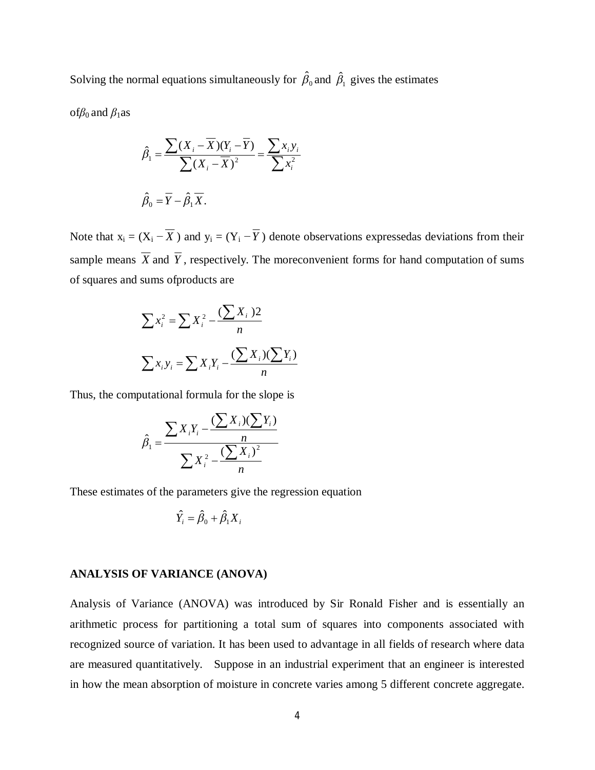Solving the normal equations simultaneously for $\hat{\beta}_0$ and $\hat{\beta}_1$ gives the estimates

of$\beta_0$ and $\beta_1$as

$$\hat{\beta}_1 = \frac{\sum (X_i - \overline{X})(Y_i - \overline{Y})}{\sum (X_i - \overline{X})^2} = \frac{\sum x_i y_i}{\sum x_i^2}$$

$$\hat{\beta}_0 = \overline{Y} - \hat{\beta}_1 \overline{X}.$$

Note that $x_i = (X_i - \overline{X})$ and $y_i = (Y_i - \overline{Y})$ denote observations expressedas deviations from their sample means $\overline{X}$ and $\overline{Y}$, respectively. The moreconvenient forms for hand computation of sums of squares and sums ofproducts are

$$\sum x_i^2 = \sum X_i^2 - \frac{(\sum X_i)2}{n}$$

$$\sum x_i y_i = \sum X_i Y_i - \frac{(\sum X_i)(\sum Y_i)}{n}$$

Thus, the computational formula for the slope is

$$\hat{\beta}_1 = \frac{\sum X_i Y_i - \frac{(\sum X_i)(\sum Y_i)}{n}}{\sum X_i^2 - \frac{(\sum X_i)^2}{n}}$$

These estimates of the parameters give the regression equation

$$\hat{Y}_i = \hat{\beta}_0 + \hat{\beta}_1 X_i$$

**ANALYSIS OF VARIANCE (ANOVA)**

Analysis of Variance (ANOVA) was introduced by Sir Ronald Fisher and is essentially an arithmetic process for partitioning a total sum of squares into components associated with recognized source of variation. It has been used to advantage in all fields of research where data are measured quantitatively. Suppose in an industrial experiment that an engineer is interested in how the mean absorption of moisture in concrete varies among 5 different concrete aggregate.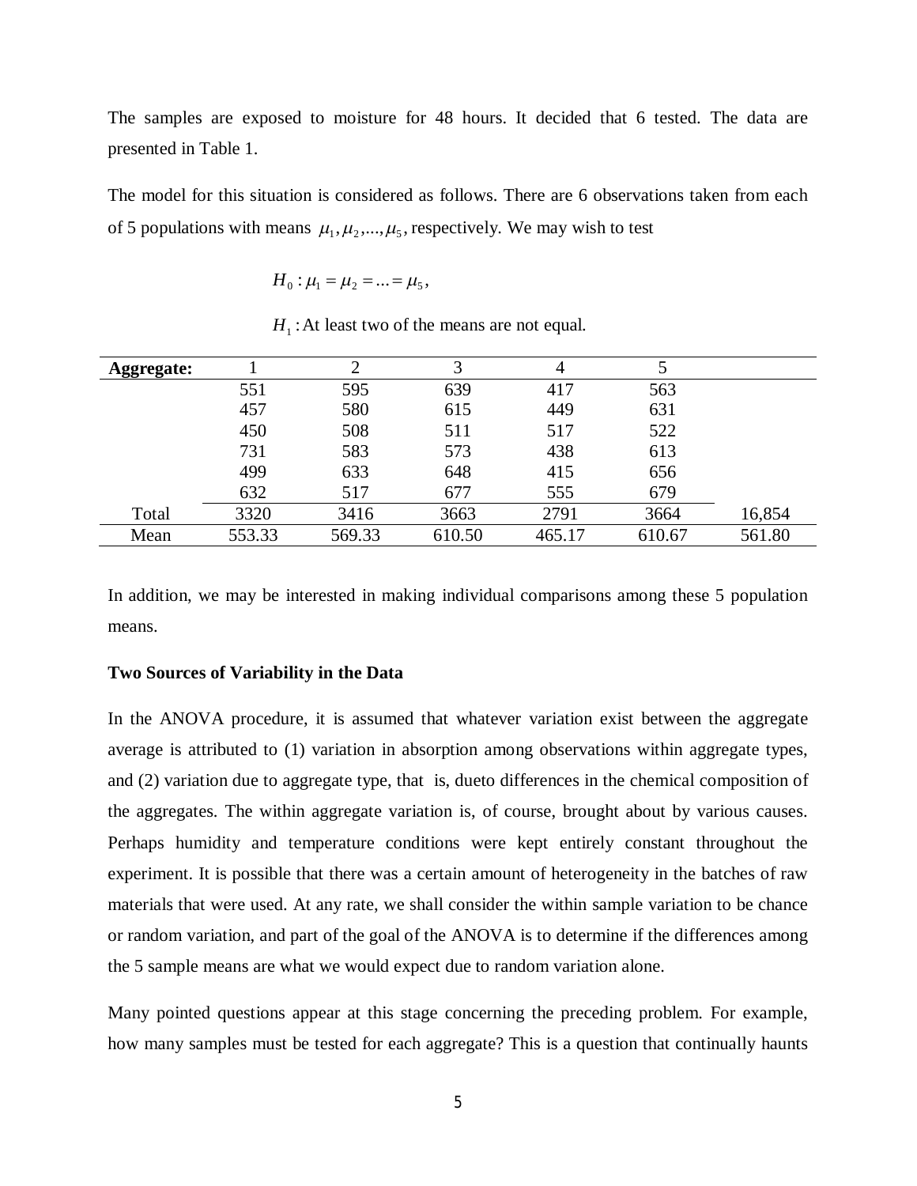The samples are exposed to moisture for 48 hours. It decided that 6 tested. The data are presented in Table 1.

The model for this situation is considered as follows. There are 6 observations taken from each of 5 populations with means $\mu_1, \mu_2, ..., \mu_5$, respectively. We may wish to test

$$H_0 : \mu_1 = \mu_2 = ... = \mu_5,$$

$$H_1 : \text{At least two of the means are not equal.}$$

| **Aggregate:** | 1 | 2 | 3 | 4 | 5 | |
|---|---|---|---|---|---|---|
| | 551 | 595 | 639 | 417 | 563 | |
| | 457 | 580 | 615 | 449 | 631 | |
| | 450 | 508 | 511 | 517 | 522 | |
| | 731 | 583 | 573 | 438 | 613 | |
| | 499 | 633 | 648 | 415 | 656 | |
| | 632 | 517 | 677 | 555 | 679 | |
| Total | 3320 | 3416 | 3663 | 2791 | 3664 | 16,854 |
| Mean | 553.33 | 569.33 | 610.50 | 465.17 | 610.67 | 561.80 |

In addition, we may be interested in making individual comparisons among these 5 population means.

**Two Sources of Variability in the Data**

In the ANOVA procedure, it is assumed that whatever variation exist between the aggregate average is attributed to (1) variation in absorption among observations within aggregate types, and (2) variation due to aggregate type, that is, dueto differences in the chemical composition of the aggregates. The within aggregate variation is, of course, brought about by various causes. Perhaps humidity and temperature conditions were kept entirely constant throughout the experiment. It is possible that there was a certain amount of heterogeneity in the batches of raw materials that were used. At any rate, we shall consider the within sample variation to be chance or random variation, and part of the goal of the ANOVA is to determine if the differences among the 5 sample means are what we would expect due to random variation alone.

Many pointed questions appear at this stage concerning the preceding problem. For example, how many samples must be tested for each aggregate? This is a question that continually haunts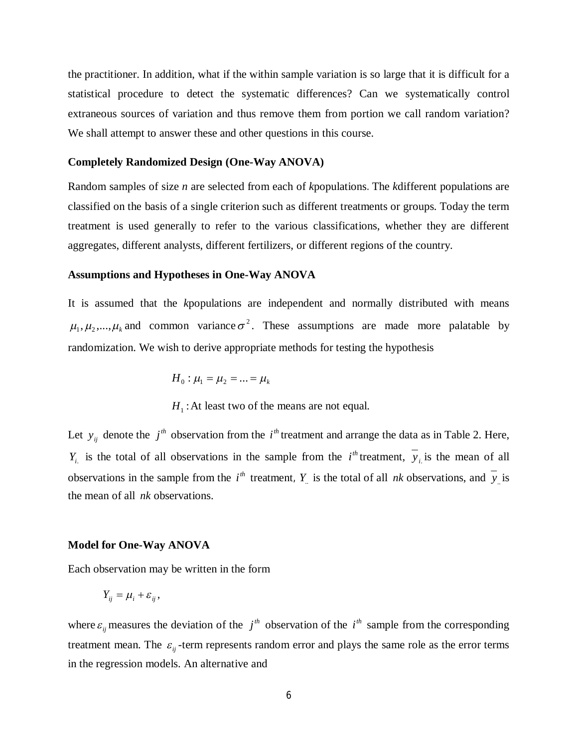the practitioner. In addition, what if the within sample variation is so large that it is difficult for a statistical procedure to detect the systematic differences? Can we systematically control extraneous sources of variation and thus remove them from portion we call random variation? We shall attempt to answer these and other questions in this course.

**Completely Randomized Design (One-Way ANOVA)**

Random samples of size *n* are selected from each of *k*populations. The *k*different populations are classified on the basis of a single criterion such as different treatments or groups. Today the term treatment is used generally to refer to the various classifications, whether they are different aggregates, different analysts, different fertilizers, or different regions of the country.

**Assumptions and Hypotheses in One-Way ANOVA**

It is assumed that the *k*populations are independent and normally distributed with means $\mu_1, \mu_2, ..., \mu_k$ and common variance $\sigma^2$. These assumptions are made more palatable by randomization. We wish to derive appropriate methods for testing the hypothesis

$$H_0 : \mu_1 = \mu_2 = ... = \mu_k$$

$H_1$ : At least two of the means are not equal.

Let $y_{ij}$ denote the $j^{th}$ observation from the $i^{th}$ treatment and arrange the data as in Table 2. Here, $Y_{i.}$ is the total of all observations in the sample from the $i^{th}$ treatment, $\overline{y}_{i.}$ is the mean of all observations in the sample from the $i^{th}$ treatment, $Y_{..}$ is the total of all $nk$ observations, and $\overline{y}_{..}$ is the mean of all $nk$ observations.

**Model for One-Way ANOVA**

Each observation may be written in the form

$$Y_{ij} = \mu_i + \varepsilon_{ij},$$

where $\varepsilon_{ij}$ measures the deviation of the $j^{th}$ observation of the $i^{th}$ sample from the corresponding treatment mean. The $\varepsilon_{ij}$ -term represents random error and plays the same role as the error terms in the regression models. An alternative and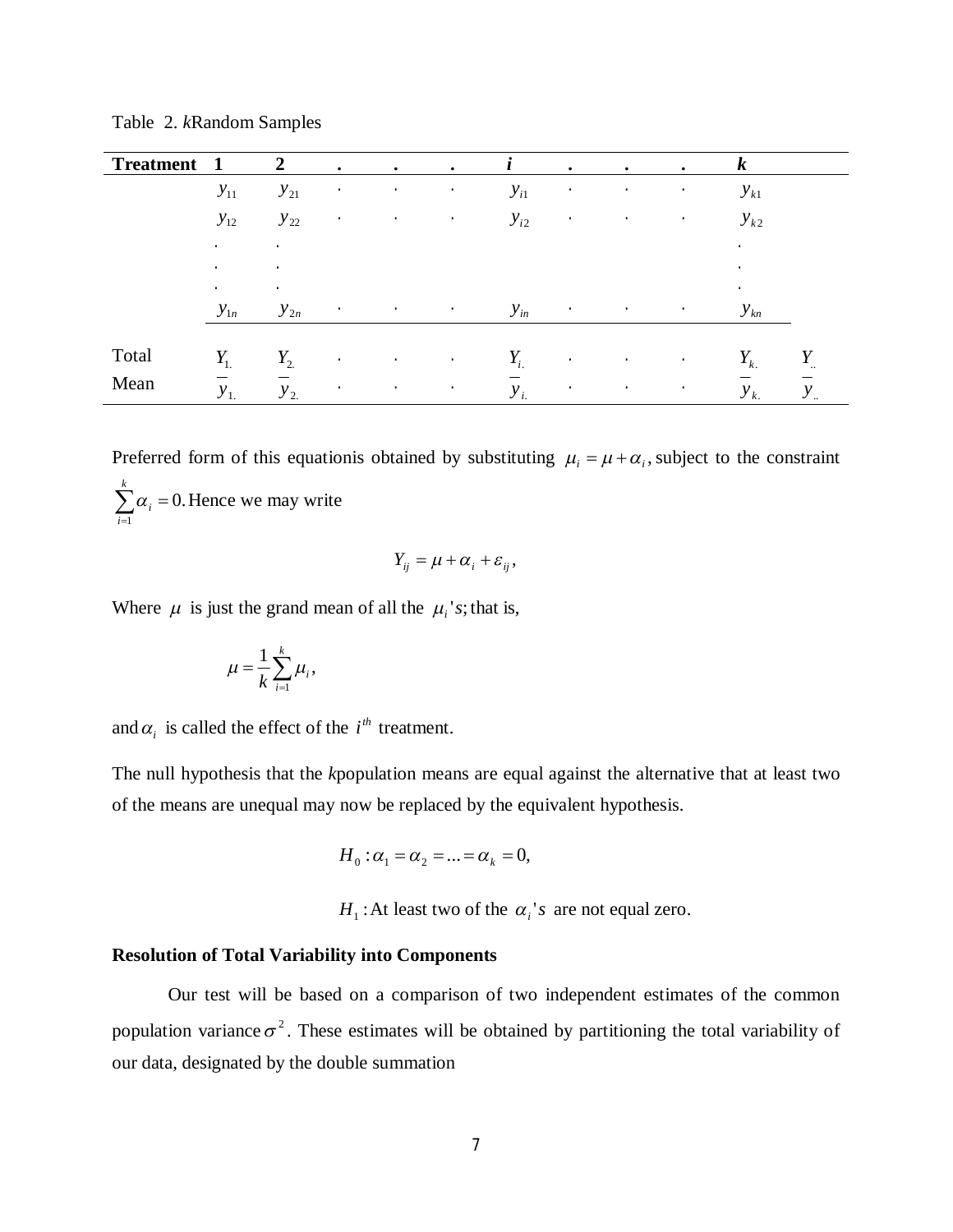Table 2. *k*Random Samples

| **Treatment** | **1** | **2** | **.** | **.** | **.** | ***i*** | **.** | **.** | **.** | ***k*** | |
|---|---|---|---|---|---|---|---|---|---|---|---|
| | $y_{11}$ | $y_{21}$ | . | . | . | $y_{i1}$ | . | . | . | $y_{k1}$ | |
| | $y_{12}$ | $y_{22}$ | . | . | . | $y_{i2}$ | . | . | . | $y_{k2}$ | |
| | . | . | | | | | | | | . | |
| | . | . | | | | | | | | . | |
| | . | . | | | | | | | | . | |
| | $y_{1n}$ | $y_{2n}$ | . | . | . | $y_{in}$ | . | . | . | $y_{kn}$ | |
| Total | $Y_{1.}$ | $Y_{2.}$ | . | . | . | $Y_{i.}$ | . | . | . | $Y_{k.}$ | $Y_{..}$ |
| Mean | $\bar{y}_{1.}$ | $\bar{y}_{2.}$ | . | . | . | $\bar{y}_{i.}$ | . | . | . | $\bar{y}_{k.}$ | $\bar{y}_{..}$ |

Preferred form of this equationis obtained by substituting $\mu_i = \mu + \alpha_i$, subject to the constraint $\sum_{i=1}^{k} \alpha_i = 0.$ Hence we may write

$$Y_{ij} = \mu + \alpha_i + \varepsilon_{ij},$$

Where $\mu$ is just the grand mean of all the $\mu_i's;$ that is,

$$\mu = \frac{1}{k}\sum_{i=1}^{k} \mu_i,$$

and $\alpha_i$ is called the effect of the $i^{th}$ treatment.

The null hypothesis that the *k*population means are equal against the alternative that at least two of the means are unequal may now be replaced by the equivalent hypothesis.

$$H_0 : \alpha_1 = \alpha_2 = ... = \alpha_k = 0,$$

$$H_1 : \text{At least two of the } \alpha_i's \text{ are not equal zero.}$$

**Resolution of Total Variability into Components**

Our test will be based on a comparison of two independent estimates of the common population variance $\sigma^2$. These estimates will be obtained by partitioning the total variability of our data, designated by the double summation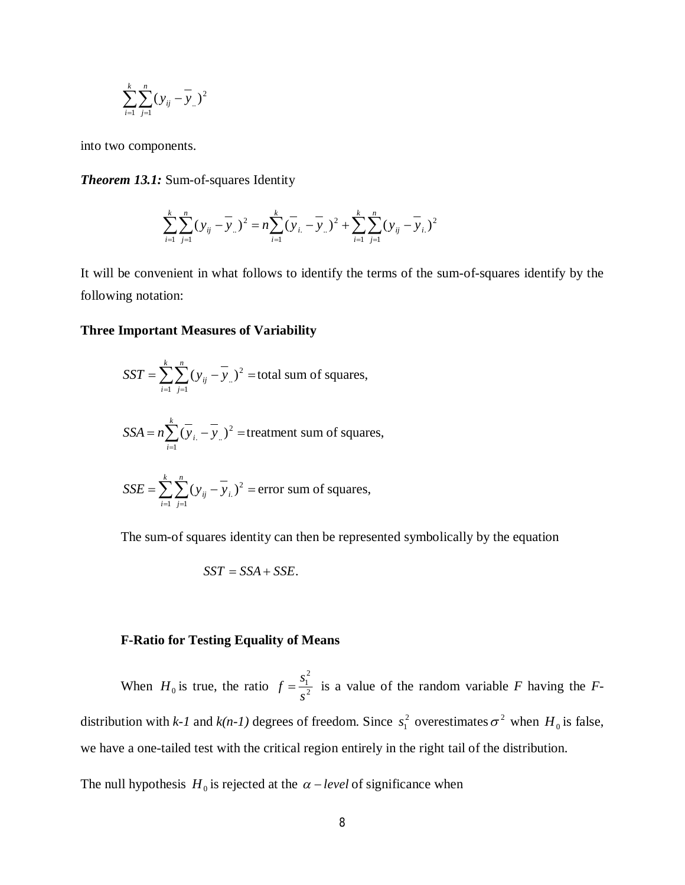$$\sum_{i=1}^{k}\sum_{j=1}^{n}(y_{ij}-\overline{y}_{..})^2$$

into two components.

***Theorem 13.1:*** Sum-of-squares Identity

$$\sum_{i=1}^{k}\sum_{j=1}^{n}(y_{ij}-\overline{y}_{..})^2 = n\sum_{i=1}^{k}(\overline{y}_{i.}-\overline{y}_{..})^2 + \sum_{i=1}^{k}\sum_{j=1}^{n}(y_{ij}-\overline{y}_{i.})^2$$

It will be convenient in what follows to identify the terms of the sum-of-squares identify by the following notation:

**Three Important Measures of Variability**

$$SST = \sum_{i=1}^{k}\sum_{j=1}^{n}(y_{ij}-\overline{y}_{..})^2 = \text{total sum of squares,}$$

$$SSA = n\sum_{i=1}^{k}(\overline{y}_{i.}-\overline{y}_{..})^2 = \text{treatment sum of squares,}$$

$$SSE = \sum_{i=1}^{k}\sum_{j=1}^{n}(y_{ij}-\overline{y}_{i.})^2 = \text{error sum of squares,}$$

The sum-of squares identity can then be represented symbolically by the equation

$$SST = SSA + SSE.$$

**F-Ratio for Testing Equality of Means**

When $H_0$ is true, the ratio $f = \dfrac{s_1^2}{s^2}$ is a value of the random variable *F* having the *F*-distribution with *k-1* and *k(n-1)* degrees of freedom. Since $s_1^2$ overestimates $\sigma^2$ when $H_0$ is false, we have a one-tailed test with the critical region entirely in the right tail of the distribution.

The null hypothesis $H_0$ is rejected at the $\alpha - level$ of significance when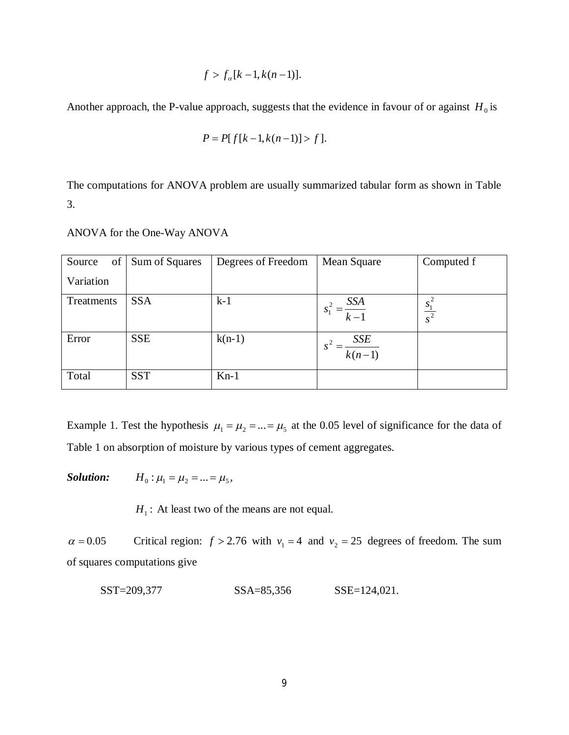$$f > f_{\alpha}[k-1, k(n-1)].$$

Another approach, the P-value approach, suggests that the evidence in favour of or against $H_0$ is

$$P = P[f[k-1, k(n-1)] > f].$$

The computations for ANOVA problem are usually summarized tabular form as shown in Table 3.

ANOVA for the One-Way ANOVA

| Source of Variation | Sum of Squares | Degrees of Freedom | Mean Square | Computed f |
|---|---|---|---|---|
| Treatments | SSA | k-1 | $s_1^2 = \dfrac{SSA}{k-1}$ | $\dfrac{s_1^2}{s^2}$ |
| Error | SSE | k(n-1) | $s^2 = \dfrac{SSE}{k(n-1)}$ | |
| Total | SST | Kn-1 | | |

Example 1. Test the hypothesis $\mu_1 = \mu_2 = ... = \mu_5$ at the 0.05 level of significance for the data of Table 1 on absorption of moisture by various types of cement aggregates.

***Solution:*** $H_0 : \mu_1 = \mu_2 = ... = \mu_5$,

$H_1 :$ At least two of the means are not equal.

$\alpha = 0.05$ Critical region: $f > 2.76$ with $v_1 = 4$ and $v_2 = 25$ degrees of freedom. The sum of squares computations give

SST=209,377 SSA=85,356 SSE=124,021.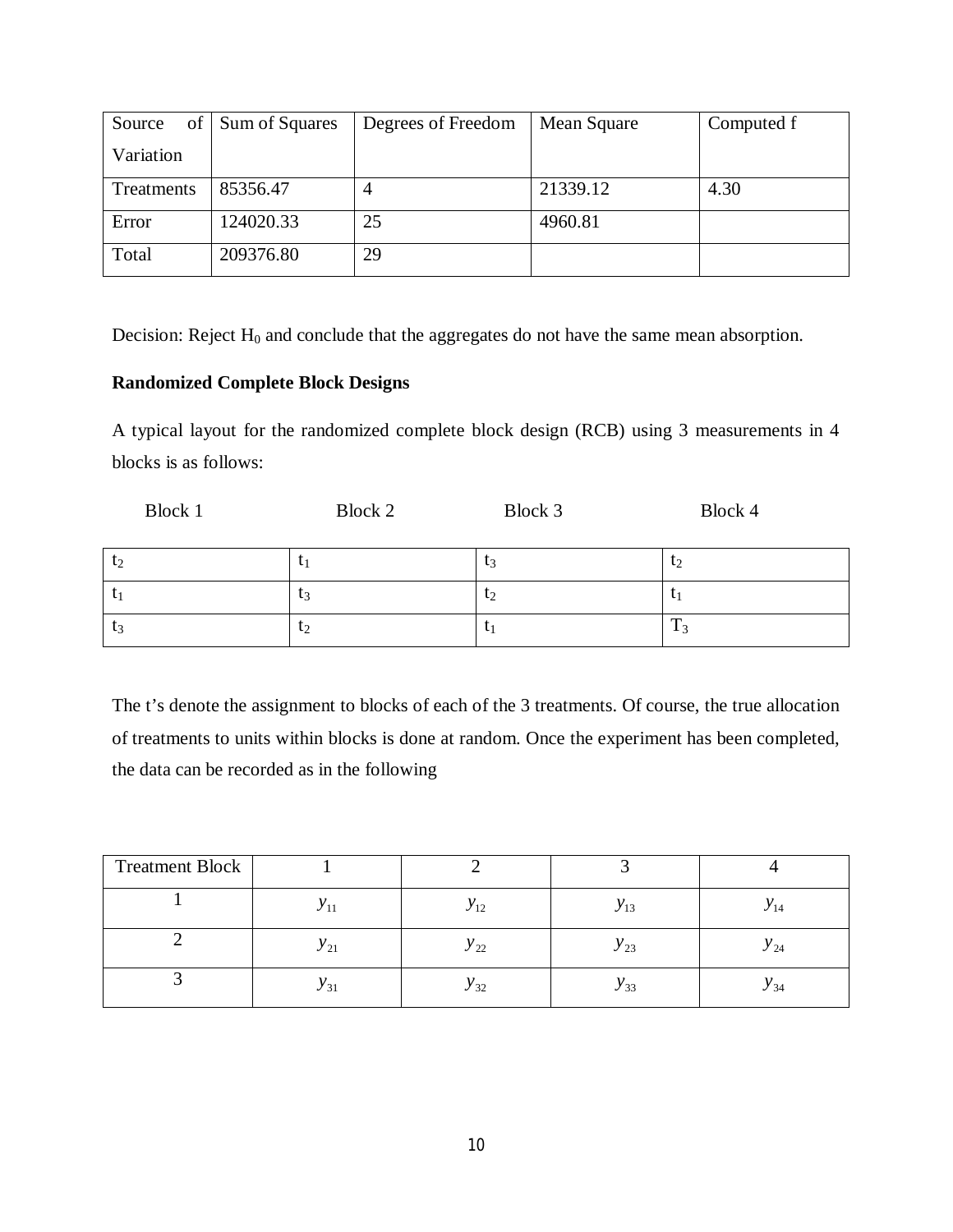| Source of Variation | Sum of Squares | Degrees of Freedom | Mean Square | Computed f |
|---|---|---|---|---|
| Treatments | 85356.47 | 4 | 21339.12 | 4.30 |
| Error | 124020.33 | 25 | 4960.81 | |
| Total | 209376.80 | 29 | | |

Decision: Reject $H_0$ and conclude that the aggregates do not have the same mean absorption.

**Randomized Complete Block Designs**

A typical layout for the randomized complete block design (RCB) using 3 measurements in 4 blocks is as follows:

| Block 1 | Block 2 | Block 3 | Block 4 |
|---|---|---|---|
| $t_2$ | $t_1$ | $t_3$ | $t_2$ |
| $t_1$ | $t_3$ | $t_2$ | $t_1$ |
| $t_3$ | $t_2$ | $t_1$ | $T_3$ |

The t's denote the assignment to blocks of each of the 3 treatments. Of course, the true allocation of treatments to units within blocks is done at random. Once the experiment has been completed, the data can be recorded as in the following

| Treatment Block | 1 | 2 | 3 | 4 |
|---|---|---|---|---|
| 1 | $y_{11}$ | $y_{12}$ | $y_{13}$ | $y_{14}$ |
| 2 | $y_{21}$ | $y_{22}$ | $y_{23}$ | $y_{24}$ |
| 3 | $y_{31}$ | $y_{32}$ | $y_{33}$ | $y_{34}$ |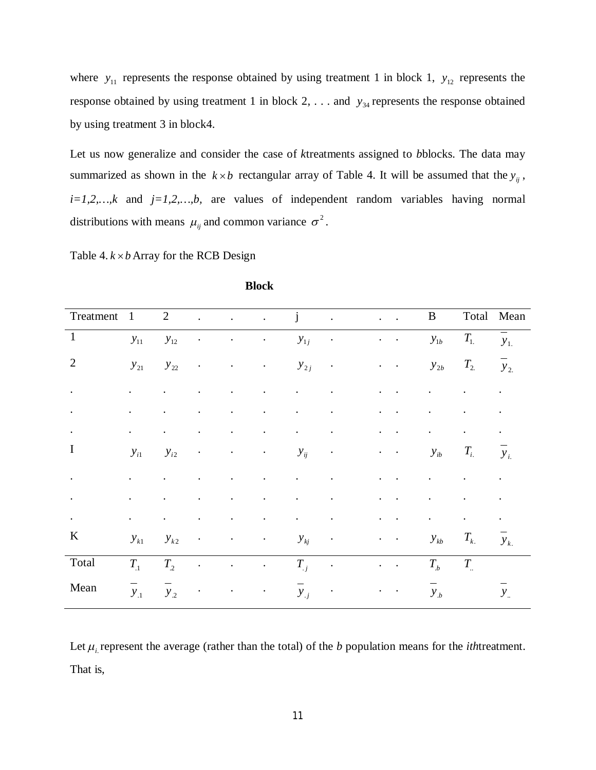where $y_{11}$ represents the response obtained by using treatment 1 in block 1, $y_{12}$ represents the response obtained by using treatment 1 in block 2, . . . and $y_{34}$ represents the response obtained by using treatment 3 in block4.

Let us now generalize and consider the case of *k*treatments assigned to *b*blocks. The data may summarized as shown in the $k \times b$ rectangular array of Table 4. It will be assumed that the $y_{ij}$, *i=1,2,…,k* and *j=1,2,…,b,* are values of independent random variables having normal distributions with means $\mu_{ij}$ and common variance $\sigma^2$.

Table 4. $k \times b$ Array for the RCB Design

**Block**

| Treatment | 1 | 2 | . | . | . | j | . | . . | B | Total | Mean |
|---|---|---|---|---|---|---|---|---|---|---|---|
| 1 | $y_{11}$ | $y_{12}$ | . | . | . | $y_{1j}$ | . | . . | $y_{1b}$ | $T_{1.}$ | $\bar{y}_{1.}$ |
| 2 | $y_{21}$ | $y_{22}$ | . | . | . | $y_{2j}$ | . | . . | $y_{2b}$ | $T_{2.}$ | $\bar{y}_{2.}$ |
| . | . | . | . | . | . | . | . | . . | . | . | . |
| . | . | . | . | . | . | . | . | . . | . | . | . |
| . | . | . | . | . | . | . | . | . . | . | . | . |
| I | $y_{i1}$ | $y_{i2}$ | . | . | . | $y_{ij}$ | . | . . | $y_{ib}$ | $T_{i.}$ | $\bar{y}_{i.}$ |
| . | . | . | . | . | . | . | . | . . | . | . | . |
| . | . | . | . | . | . | . | . | . . | . | . | . |
| . | . | . | . | . | . | . | . | . . | . | . | . |
| K | $y_{k1}$ | $y_{k2}$ | . | . | . | $y_{kj}$ | . | . . | $y_{kb}$ | $T_{k.}$ | $\bar{y}_{k.}$ |
| Total | $T_{.1}$ | $T_{.2}$ | . | . | . | $T_{.j}$ | . | . . | $T_{.b}$ | $T_{..}$ | |
| Mean | $\bar{y}_{.1}$ | $\bar{y}_{.2}$ | . | . | . | $\bar{y}_{.j}$ | . | . . | $\bar{y}_{.b}$ | | $\bar{y}_{..}$ |

Let $\mu_{i.}$ represent the average (rather than the total) of the *b* population means for the *ith*treatment. That is,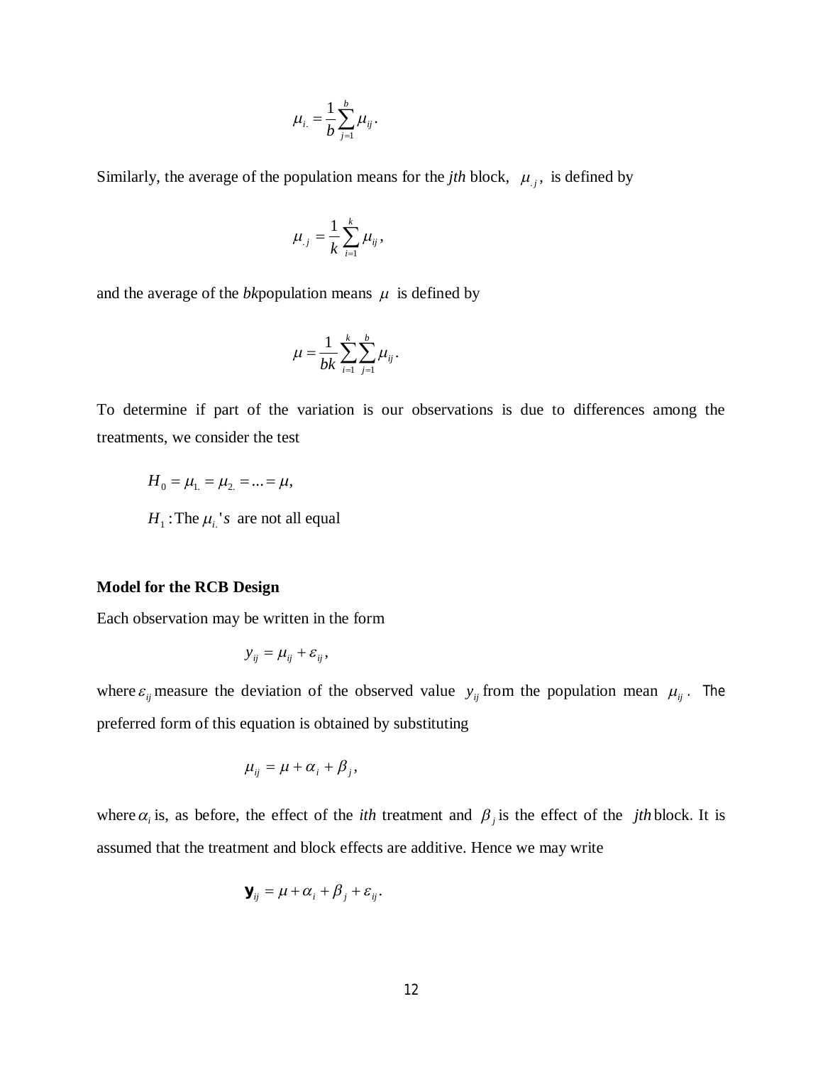$$\mu_{i.} = \frac{1}{b}\sum_{j=1}^{b}\mu_{ij}.$$

Similarly, the average of the population means for the *jth* block, $\mu_{.j}$, is defined by

$$\mu_{.j} = \frac{1}{k}\sum_{i=1}^{k}\mu_{ij},$$

and the average of the *bk*population means $\mu$ is defined by

$$\mu = \frac{1}{bk}\sum_{i=1}^{k}\sum_{j=1}^{b}\mu_{ij}.$$

To determine if part of the variation is our observations is due to differences among the treatments, we consider the test

$H_0 = \mu_{1.} = \mu_{2.} = ... = \mu,$

$H_1 :$ The $\mu_{i.}$'s are not all equal

**Model for the RCB Design**

Each observation may be written in the form

$$y_{ij} = \mu_{ij} + \varepsilon_{ij},$$

where $\varepsilon_{ij}$ measure the deviation of the observed value $y_{ij}$ from the population mean $\mu_{ij}$. The preferred form of this equation is obtained by substituting

$$\mu_{ij} = \mu + \alpha_i + \beta_j,$$

where $\alpha_i$ is, as before, the effect of the *ith* treatment and $\beta_j$ is the effect of the *jth* block. It is assumed that the treatment and block effects are additive. Hence we may write

$$\mathbf{y}_{ij} = \mu + \alpha_i + \beta_j + \varepsilon_{ij}.$$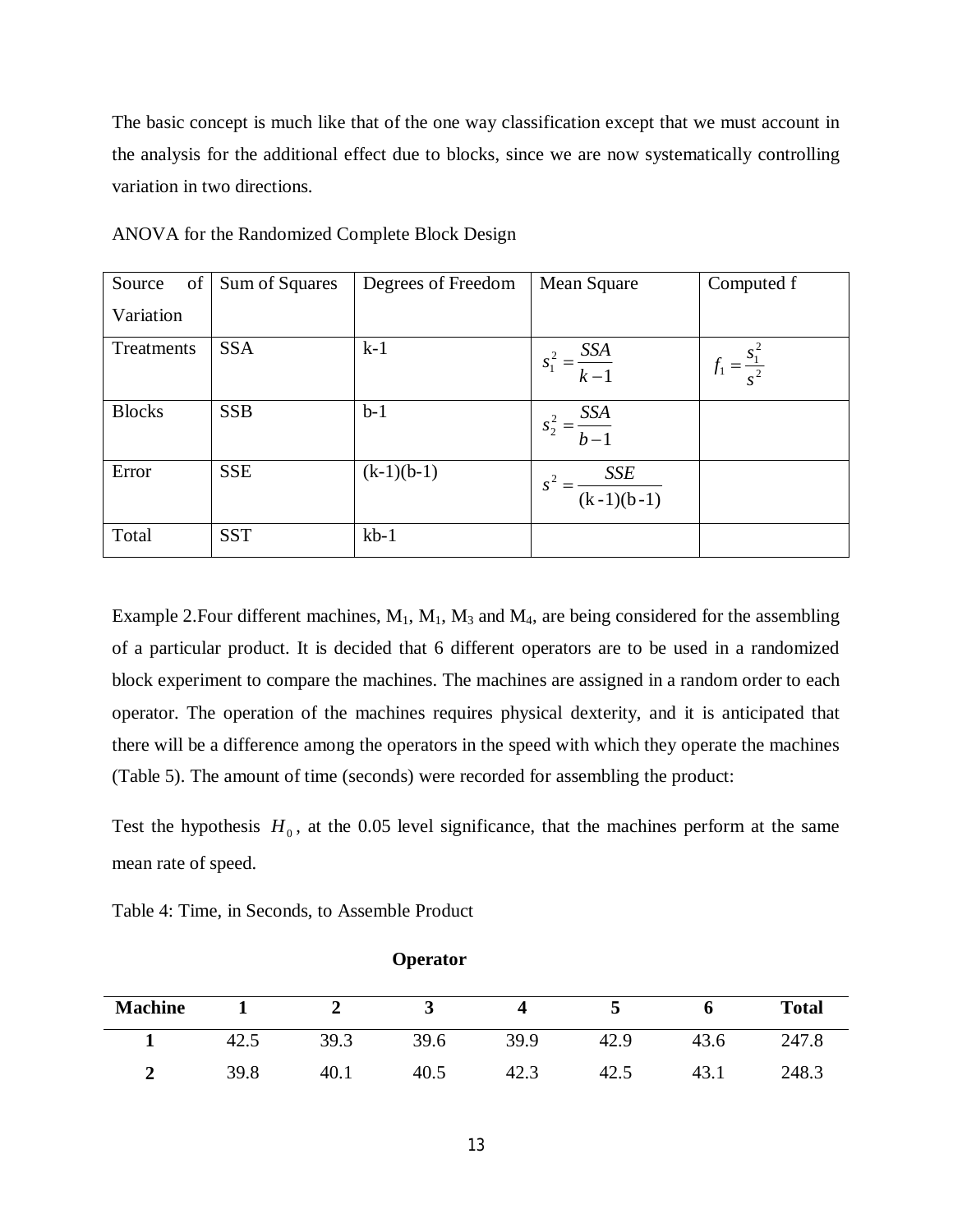The basic concept is much like that of the one way classification except that we must account in the analysis for the additional effect due to blocks, since we are now systematically controlling variation in two directions.

ANOVA for the Randomized Complete Block Design

| Source of Variation | Sum of Squares | Degrees of Freedom | Mean Square | Computed f |
|---|---|---|---|---|
| Treatments | SSA | k-1 | $s_1^2 = \frac{SSA}{k-1}$ | $f_1 = \frac{s_1^2}{s^2}$ |
| Blocks | SSB | b-1 | $s_2^2 = \frac{SSA}{b-1}$ | |
| Error | SSE | (k-1)(b-1) | $s^2 = \frac{SSE}{(k-1)(b-1)}$ | |
| Total | SST | kb-1 | | |

Example 2.Four different machines, $M_1$, $M_1$, $M_3$ and $M_4$, are being considered for the assembling of a particular product. It is decided that 6 different operators are to be used in a randomized block experiment to compare the machines. The machines are assigned in a random order to each operator. The operation of the machines requires physical dexterity, and it is anticipated that there will be a difference among the operators in the speed with which they operate the machines (Table 5). The amount of time (seconds) were recorded for assembling the product:

Test the hypothesis $H_0$, at the 0.05 level significance, that the machines perform at the same mean rate of speed.

Table 4: Time, in Seconds, to Assemble Product

| | **Operator** | | | | | | |
|---|---|---|---|---|---|---|---|
| **Machine** | **1** | **2** | **3** | **4** | **5** | **6** | **Total** |
| **1** | 42.5 | 39.3 | 39.6 | 39.9 | 42.9 | 43.6 | 247.8 |
| **2** | 39.8 | 40.1 | 40.5 | 42.3 | 42.5 | 43.1 | 248.3 |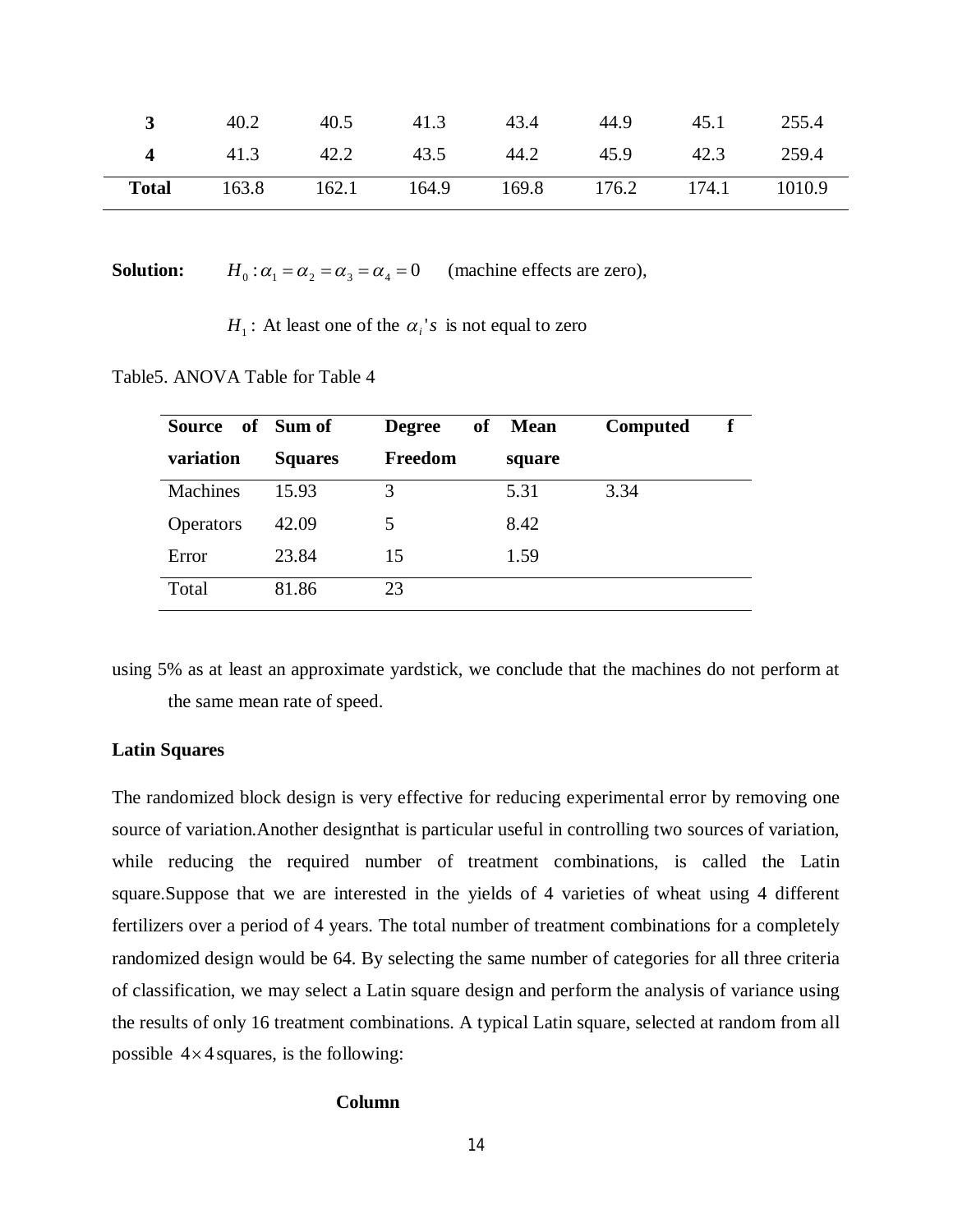| 3 | 40.2 | 40.5 | 41.3 | 43.4 | 44.9 | 45.1 | 255.4 |
|---|---|---|---|---|---|---|---|
| 4 | 41.3 | 42.2 | 43.5 | 44.2 | 45.9 | 42.3 | 259.4 |
| **Total** | 163.8 | 162.1 | 164.9 | 169.8 | 176.2 | 174.1 | 1010.9 |

**Solution:** $H_0: \alpha_1 = \alpha_2 = \alpha_3 = \alpha_4 = 0$ (machine effects are zero),

$H_1$: At least one of the $\alpha_i's$ is not equal to zero

Table5. ANOVA Table for Table 4

| Source of variation | Sum of Squares | Degree of Freedom | Mean square | Computed f |
|---|---|---|---|---|
| Machines | 15.93 | 3 | 5.31 | 3.34 |
| Operators | 42.09 | 5 | 8.42 | |
| Error | 23.84 | 15 | 1.59 | |
| Total | 81.86 | 23 | | |

using 5% as at least an approximate yardstick, we conclude that the machines do not perform at the same mean rate of speed.

**Latin Squares**

The randomized block design is very effective for reducing experimental error by removing one source of variation.Another designthat is particular useful in controlling two sources of variation, while reducing the required number of treatment combinations, is called the Latin square.Suppose that we are interested in the yields of 4 varieties of wheat using 4 different fertilizers over a period of 4 years. The total number of treatment combinations for a completely randomized design would be 64. By selecting the same number of categories for all three criteria of classification, we may select a Latin square design and perform the analysis of variance using the results of only 16 treatment combinations. A typical Latin square, selected at random from all possible $4 \times 4$ squares, is the following:

**Column**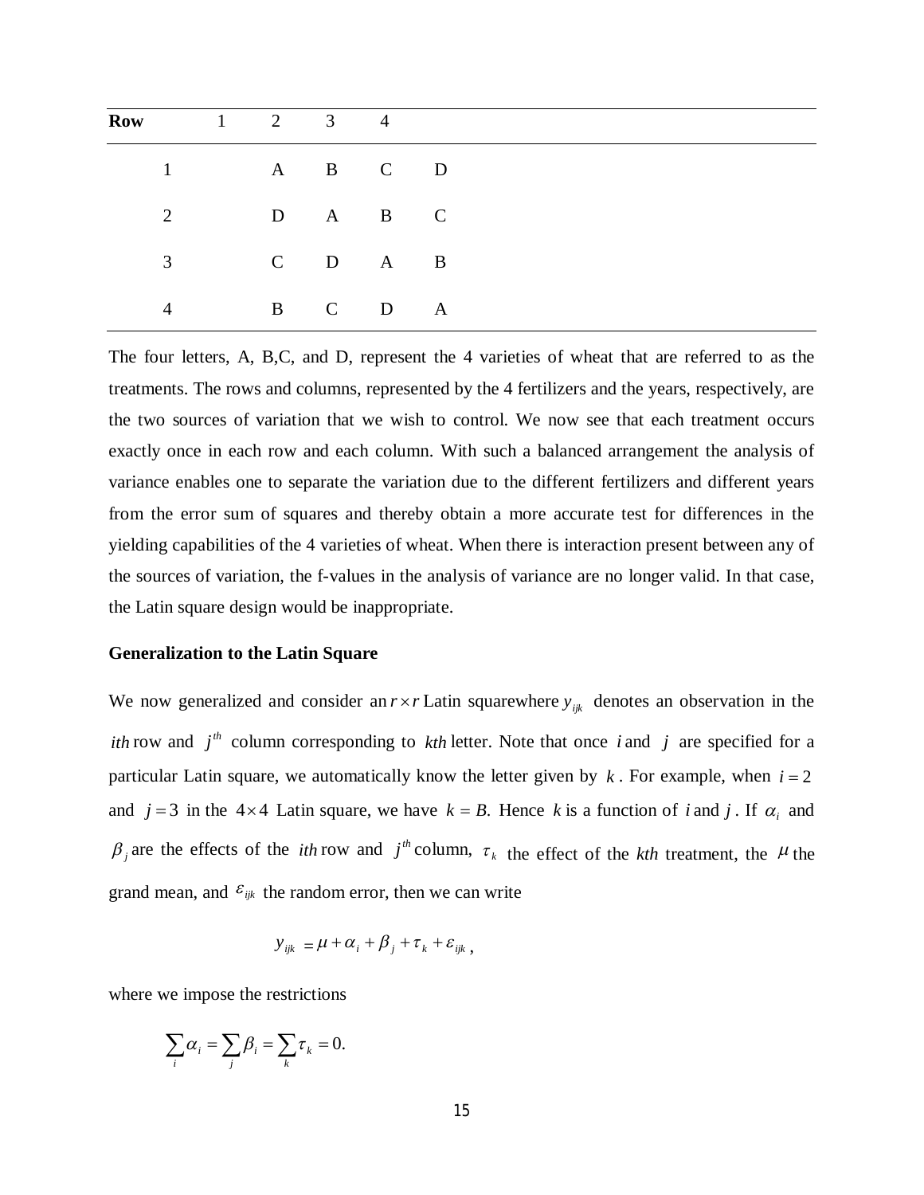| Row | 1 | 2 | 3 | 4 |
|---|---|---|---|---|
| 1 | A | B | C | D |
| 2 | D | A | B | C |
| 3 | C | D | A | B |
| 4 | B | C | D | A |

The four letters, A, B,C, and D, represent the 4 varieties of wheat that are referred to as the treatments. The rows and columns, represented by the 4 fertilizers and the years, respectively, are the two sources of variation that we wish to control. We now see that each treatment occurs exactly once in each row and each column. With such a balanced arrangement the analysis of variance enables one to separate the variation due to the different fertilizers and different years from the error sum of squares and thereby obtain a more accurate test for differences in the yielding capabilities of the 4 varieties of wheat. When there is interaction present between any of the sources of variation, the f-values in the analysis of variance are no longer valid. In that case, the Latin square design would be inappropriate.

**Generalization to the Latin Square**

We now generalized and consider an $r \times r$ Latin squarewhere $y_{ijk}$ denotes an observation in the $ith$ row and $j^{th}$ column corresponding to $kth$ letter. Note that once $i$ and $j$ are specified for a particular Latin square, we automatically know the letter given by $k$. For example, when $i = 2$ and $j = 3$ in the $4 \times 4$ Latin square, we have $k = B.$ Hence $k$ is a function of $i$ and $j$. If $\alpha_i$ and $\beta_j$ are the effects of the $ith$ row and $j^{th}$ column, $\tau_k$ the effect of the $kth$ treatment, the $\mu$ the grand mean, and $\varepsilon_{ijk}$ the random error, then we can write

$$y_{ijk} = \mu + \alpha_i + \beta_j + \tau_k + \varepsilon_{ijk},$$

where we impose the restrictions

$$\sum_i \alpha_i = \sum_j \beta_i = \sum_k \tau_k = 0.$$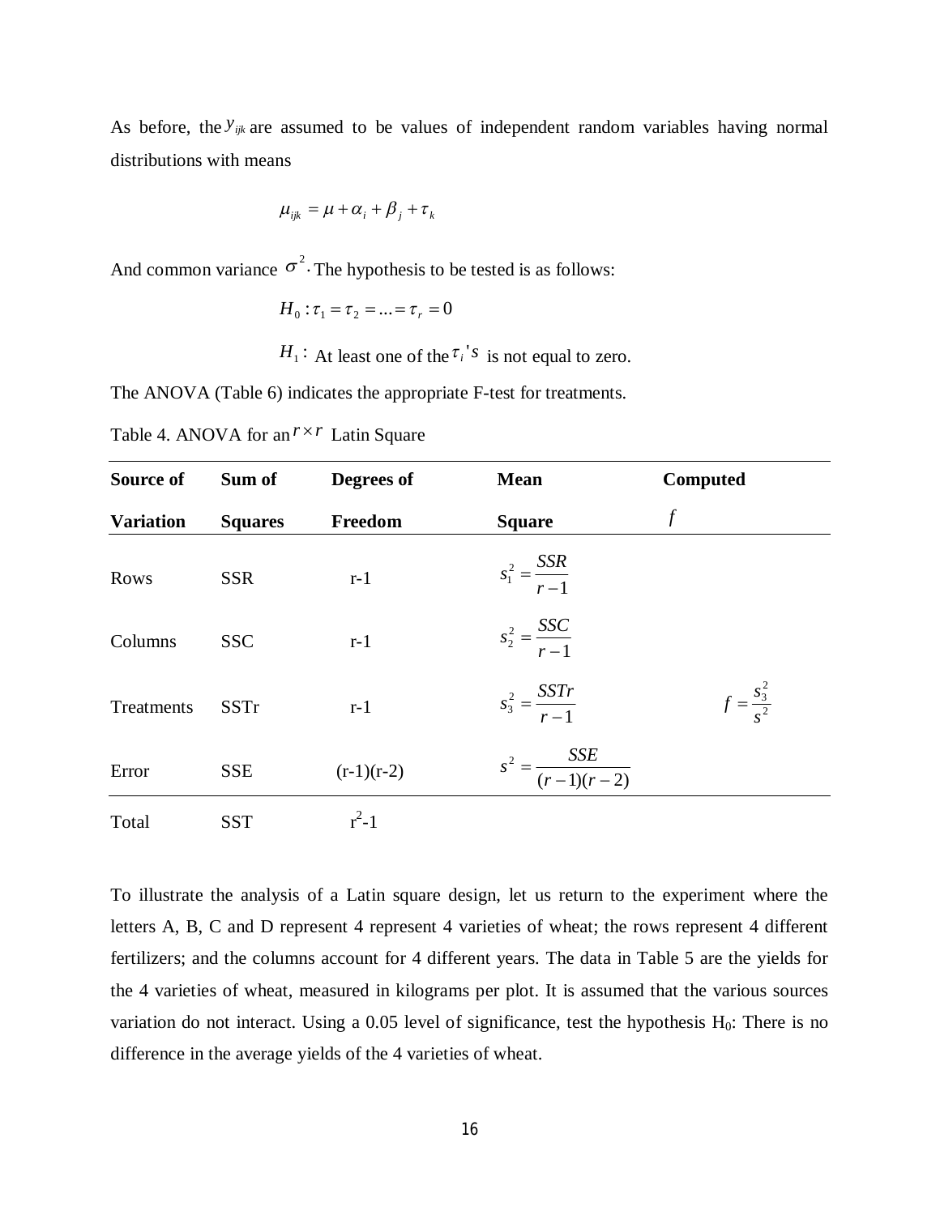As before, the $y_{ijk}$ are assumed to be values of independent random variables having normal distributions with means

$$\mu_{ijk} = \mu + \alpha_i + \beta_j + \tau_k$$

And common variance $\sigma^2$. The hypothesis to be tested is as follows:

$$H_0 : \tau_1 = \tau_2 = ... = \tau_r = 0$$

$H_1$: At least one of the $\tau_i$'s is not equal to zero.

The ANOVA (Table 6) indicates the appropriate F-test for treatments.

Table 4. ANOVA for an $r \times r$ Latin Square

| Source of Variation | Sum of Squares | Degrees of Freedom | Mean Square | Computed $f$ |
|---|---|---|---|---|
| Rows | SSR | r-1 | $s_1^2 = \frac{SSR}{r-1}$ | |
| Columns | SSC | r-1 | $s_2^2 = \frac{SSC}{r-1}$ | |
| Treatments | SSTr | r-1 | $s_3^2 = \frac{SSTr}{r-1}$ | $f = \frac{s_3^2}{s^2}$ |
| Error | SSE | (r-1)(r-2) | $s^2 = \frac{SSE}{(r-1)(r-2)}$ | |
| Total | SST | $r^2$-1 | | |

To illustrate the analysis of a Latin square design, let us return to the experiment where the letters A, B, C and D represent 4 represent 4 varieties of wheat; the rows represent 4 different fertilizers; and the columns account for 4 different years. The data in Table 5 are the yields for the 4 varieties of wheat, measured in kilograms per plot. It is assumed that the various sources variation do not interact. Using a 0.05 level of significance, test the hypothesis $H_0$: There is no difference in the average yields of the 4 varieties of wheat.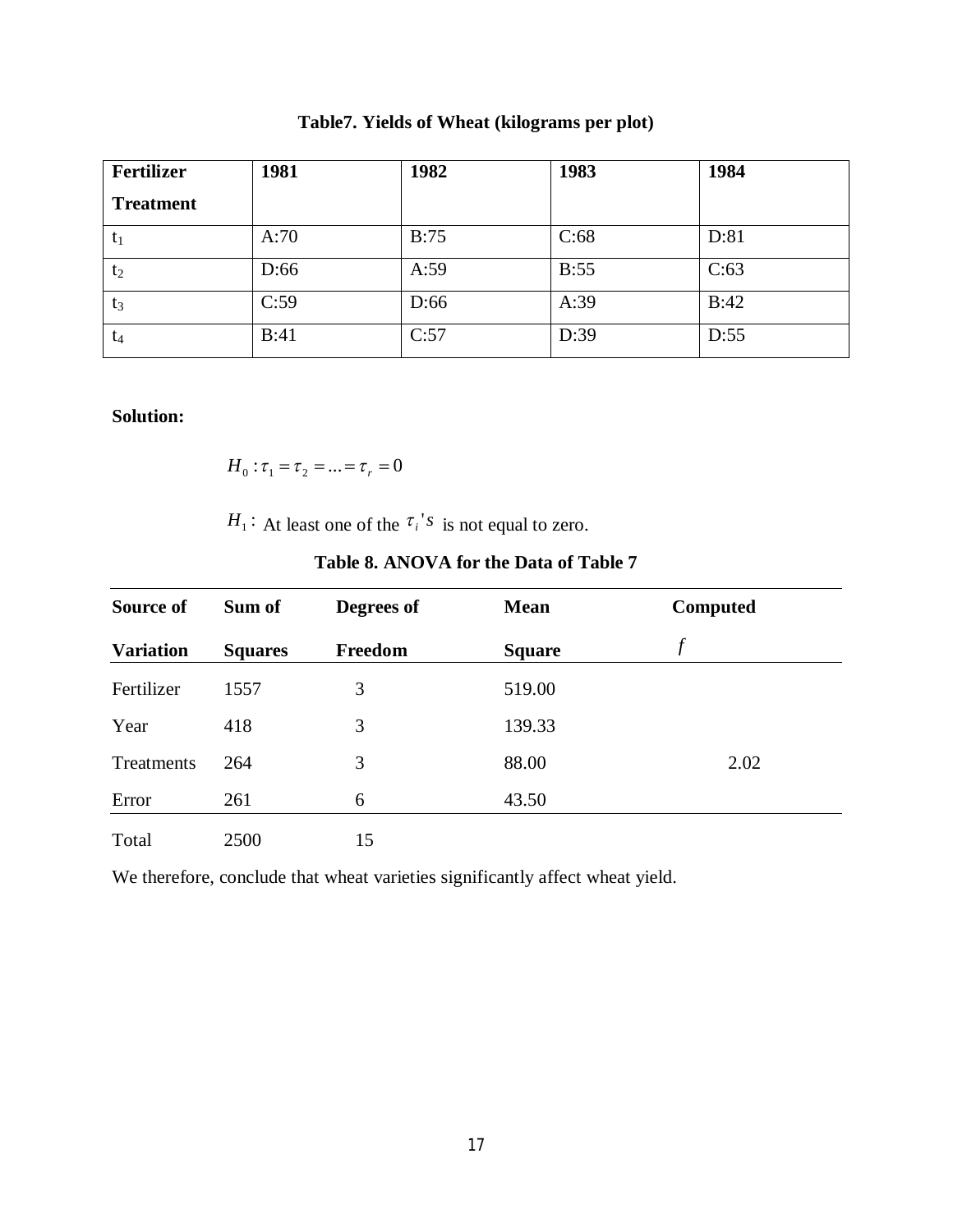**Table7. Yields of Wheat (kilograms per plot)**

| Fertilizer Treatment | 1981 | 1982 | 1983 | 1984 |
|---|---|---|---|---|
| $t_1$ | A:70 | B:75 | C:68 | D:81 |
| $t_2$ | D:66 | A:59 | B:55 | C:63 |
| $t_3$ | C:59 | D:66 | A:39 | B:42 |
| $t_4$ | B:41 | C:57 | D:39 | D:55 |

**Solution:**

$$H_0 : \tau_1 = \tau_2 = ... = \tau_r = 0$$

$H_1$: At least one of the $\tau_i$'s is not equal to zero.

**Table 8. ANOVA for the Data of Table 7**

| Source of Variation | Sum of Squares | Degrees of Freedom | Mean Square | Computed $f$ |
|---|---|---|---|---|
| Fertilizer | 1557 | 3 | 519.00 | |
| Year | 418 | 3 | 139.33 | |
| Treatments | 264 | 3 | 88.00 | 2.02 |
| Error | 261 | 6 | 43.50 | |
| Total | 2500 | 15 | | |

We therefore, conclude that wheat varieties significantly affect wheat yield.